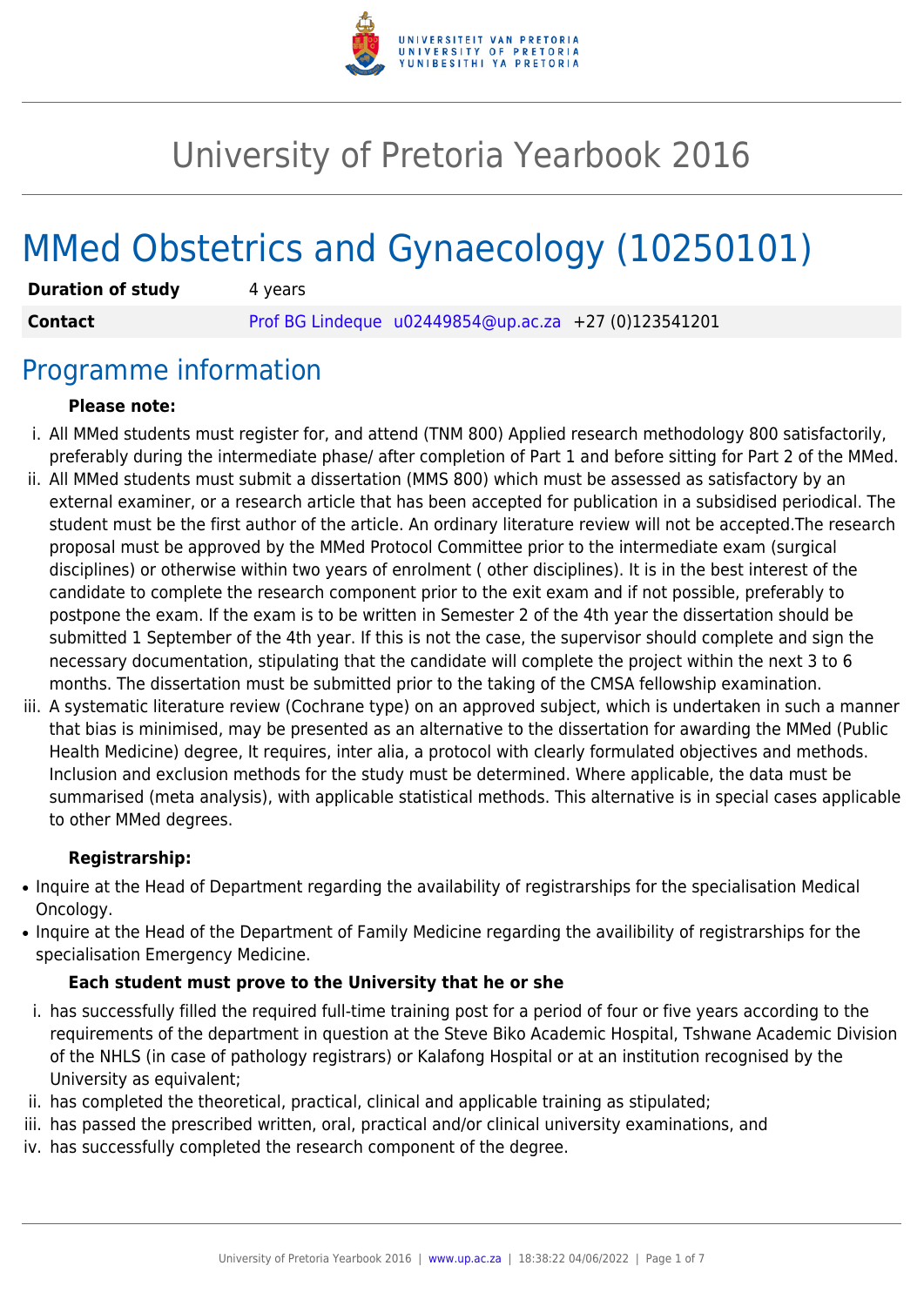# University of Pretoria Yearbook 2016

# MMed Obstetrics and Gynaecology (10250101)

| **Duration of study** | 4 years |
|---|---|
| **Contact** | Prof BG Lindeque u02449854@up.ac.za +27 (0)123541201 |

## Programme information

**Please note:**

i. All MMed students must register for, and attend (TNM 800) Applied research methodology 800 satisfactorily, preferably during the intermediate phase/ after completion of Part 1 and before sitting for Part 2 of the MMed.

ii. All MMed students must submit a dissertation (MMS 800) which must be assessed as satisfactory by an external examiner, or a research article that has been accepted for publication in a subsidised periodical. The student must be the first author of the article. An ordinary literature review will not be accepted.The research proposal must be approved by the MMed Protocol Committee prior to the intermediate exam (surgical disciplines) or otherwise within two years of enrolment ( other disciplines). It is in the best interest of the candidate to complete the research component prior to the exit exam and if not possible, preferably to postpone the exam. If the exam is to be written in Semester 2 of the 4th year the dissertation should be submitted 1 September of the 4th year. If this is not the case, the supervisor should complete and sign the necessary documentation, stipulating that the candidate will complete the project within the next 3 to 6 months. The dissertation must be submitted prior to the taking of the CMSA fellowship examination.

iii. A systematic literature review (Cochrane type) on an approved subject, which is undertaken in such a manner that bias is minimised, may be presented as an alternative to the dissertation for awarding the MMed (Public Health Medicine) degree, It requires, inter alia, a protocol with clearly formulated objectives and methods. Inclusion and exclusion methods for the study must be determined. Where applicable, the data must be summarised (meta analysis), with applicable statistical methods. This alternative is in special cases applicable to other MMed degrees.

**Registrarship:**

- Inquire at the Head of Department regarding the availability of registrarships for the specialisation Medical Oncology.
- Inquire at the Head of the Department of Family Medicine regarding the availibility of registrarships for the specialisation Emergency Medicine.

**Each student must prove to the University that he or she**

i. has successfully filled the required full-time training post for a period of four or five years according to the requirements of the department in question at the Steve Biko Academic Hospital, Tshwane Academic Division of the NHLS (in case of pathology registrars) or Kalafong Hospital or at an institution recognised by the University as equivalent;

ii. has completed the theoretical, practical, clinical and applicable training as stipulated;

iii. has passed the prescribed written, oral, practical and/or clinical university examinations, and

iv. has successfully completed the research component of the degree.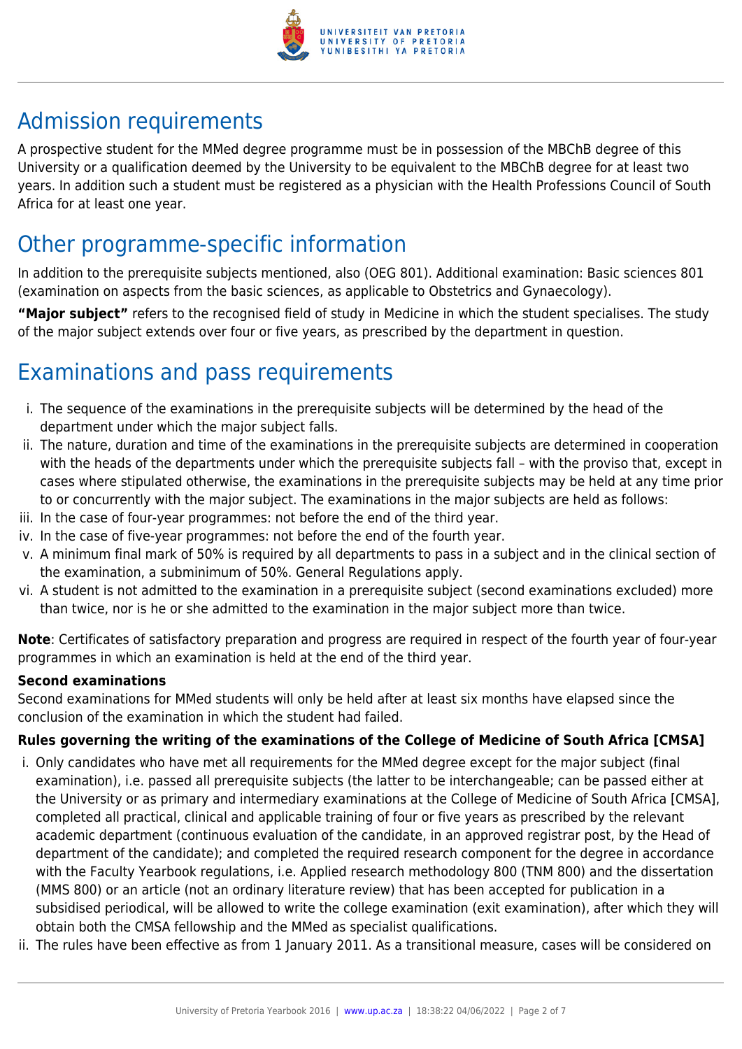## Admission requirements

A prospective student for the MMed degree programme must be in possession of the MBChB degree of this University or a qualification deemed by the University to be equivalent to the MBChB degree for at least two years. In addition such a student must be registered as a physician with the Health Professions Council of South Africa for at least one year.

## Other programme-specific information

In addition to the prerequisite subjects mentioned, also (OEG 801). Additional examination: Basic sciences 801 (examination on aspects from the basic sciences, as applicable to Obstetrics and Gynaecology).

**"Major subject"** refers to the recognised field of study in Medicine in which the student specialises. The study of the major subject extends over four or five years, as prescribed by the department in question.

## Examinations and pass requirements

i. The sequence of the examinations in the prerequisite subjects will be determined by the head of the department under which the major subject falls.
ii. The nature, duration and time of the examinations in the prerequisite subjects are determined in cooperation with the heads of the departments under which the prerequisite subjects fall – with the proviso that, except in cases where stipulated otherwise, the examinations in the prerequisite subjects may be held at any time prior to or concurrently with the major subject. The examinations in the major subjects are held as follows:
iii. In the case of four-year programmes: not before the end of the third year.
iv. In the case of five-year programmes: not before the end of the fourth year.
v. A minimum final mark of 50% is required by all departments to pass in a subject and in the clinical section of the examination, a subminimum of 50%. General Regulations apply.
vi. A student is not admitted to the examination in a prerequisite subject (second examinations excluded) more than twice, nor is he or she admitted to the examination in the major subject more than twice.

**Note**: Certificates of satisfactory preparation and progress are required in respect of the fourth year of four-year programmes in which an examination is held at the end of the third year.

**Second examinations**

Second examinations for MMed students will only be held after at least six months have elapsed since the conclusion of the examination in which the student had failed.

**Rules governing the writing of the examinations of the College of Medicine of South Africa [CMSA]**

i. Only candidates who have met all requirements for the MMed degree except for the major subject (final examination), i.e. passed all prerequisite subjects (the latter to be interchangeable; can be passed either at the University or as primary and intermediary examinations at the College of Medicine of South Africa [CMSA], completed all practical, clinical and applicable training of four or five years as prescribed by the relevant academic department (continuous evaluation of the candidate, in an approved registrar post, by the Head of department of the candidate); and completed the required research component for the degree in accordance with the Faculty Yearbook regulations, i.e. Applied research methodology 800 (TNM 800) and the dissertation (MMS 800) or an article (not an ordinary literature review) that has been accepted for publication in a subsidised periodical, will be allowed to write the college examination (exit examination), after which they will obtain both the CMSA fellowship and the MMed as specialist qualifications.
ii. The rules have been effective as from 1 January 2011. As a transitional measure, cases will be considered on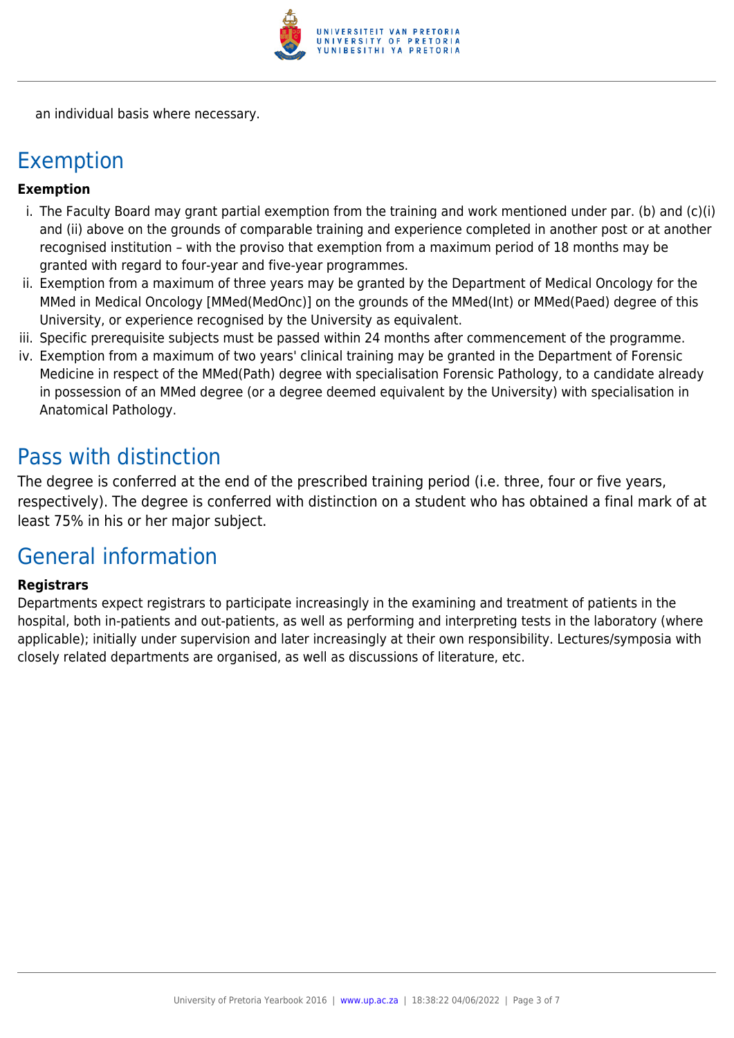an individual basis where necessary.

## Exemption

**Exemption**

i. The Faculty Board may grant partial exemption from the training and work mentioned under par. (b) and (c)(i) and (ii) above on the grounds of comparable training and experience completed in another post or at another recognised institution – with the proviso that exemption from a maximum period of 18 months may be granted with regard to four-year and five-year programmes.
ii. Exemption from a maximum of three years may be granted by the Department of Medical Oncology for the MMed in Medical Oncology [MMed(MedOnc)] on the grounds of the MMed(Int) or MMed(Paed) degree of this University, or experience recognised by the University as equivalent.
iii. Specific prerequisite subjects must be passed within 24 months after commencement of the programme.
iv. Exemption from a maximum of two years' clinical training may be granted in the Department of Forensic Medicine in respect of the MMed(Path) degree with specialisation Forensic Pathology, to a candidate already in possession of an MMed degree (or a degree deemed equivalent by the University) with specialisation in Anatomical Pathology.

## Pass with distinction

The degree is conferred at the end of the prescribed training period (i.e. three, four or five years, respectively). The degree is conferred with distinction on a student who has obtained a final mark of at least 75% in his or her major subject.

## General information

**Registrars**

Departments expect registrars to participate increasingly in the examining and treatment of patients in the hospital, both in-patients and out-patients, as well as performing and interpreting tests in the laboratory (where applicable); initially under supervision and later increasingly at their own responsibility. Lectures/symposia with closely related departments are organised, as well as discussions of literature, etc.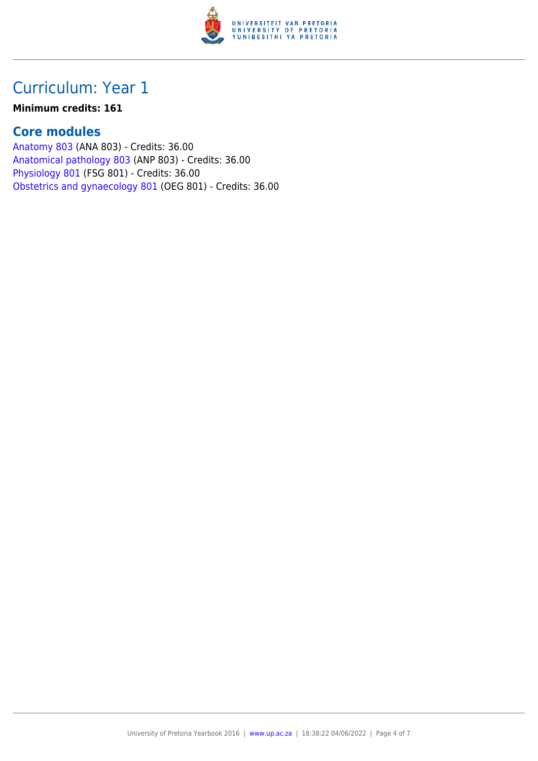## Curriculum: Year 1

**Minimum credits: 161**

### Core modules

Anatomy 803 (ANA 803) - Credits: 36.00
Anatomical pathology 803 (ANP 803) - Credits: 36.00
Physiology 801 (FSG 801) - Credits: 36.00
Obstetrics and gynaecology 801 (OEG 801) - Credits: 36.00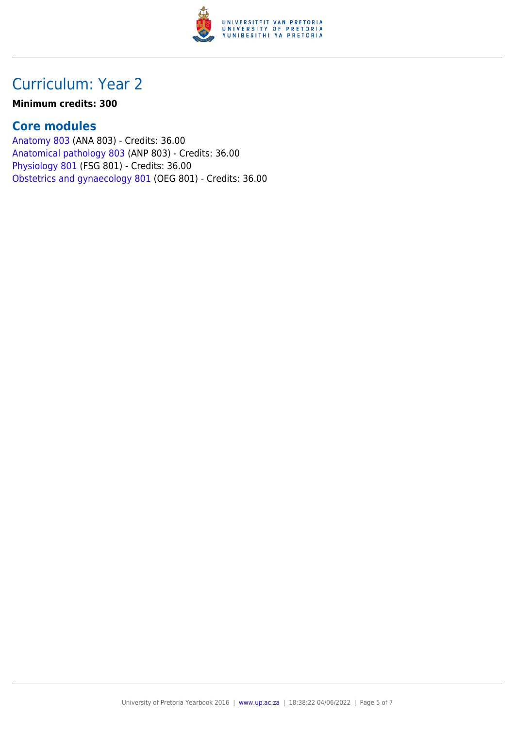# Curriculum: Year 2

**Minimum credits: 300**

## Core modules

Anatomy 803 (ANA 803) - Credits: 36.00
Anatomical pathology 803 (ANP 803) - Credits: 36.00
Physiology 801 (FSG 801) - Credits: 36.00
Obstetrics and gynaecology 801 (OEG 801) - Credits: 36.00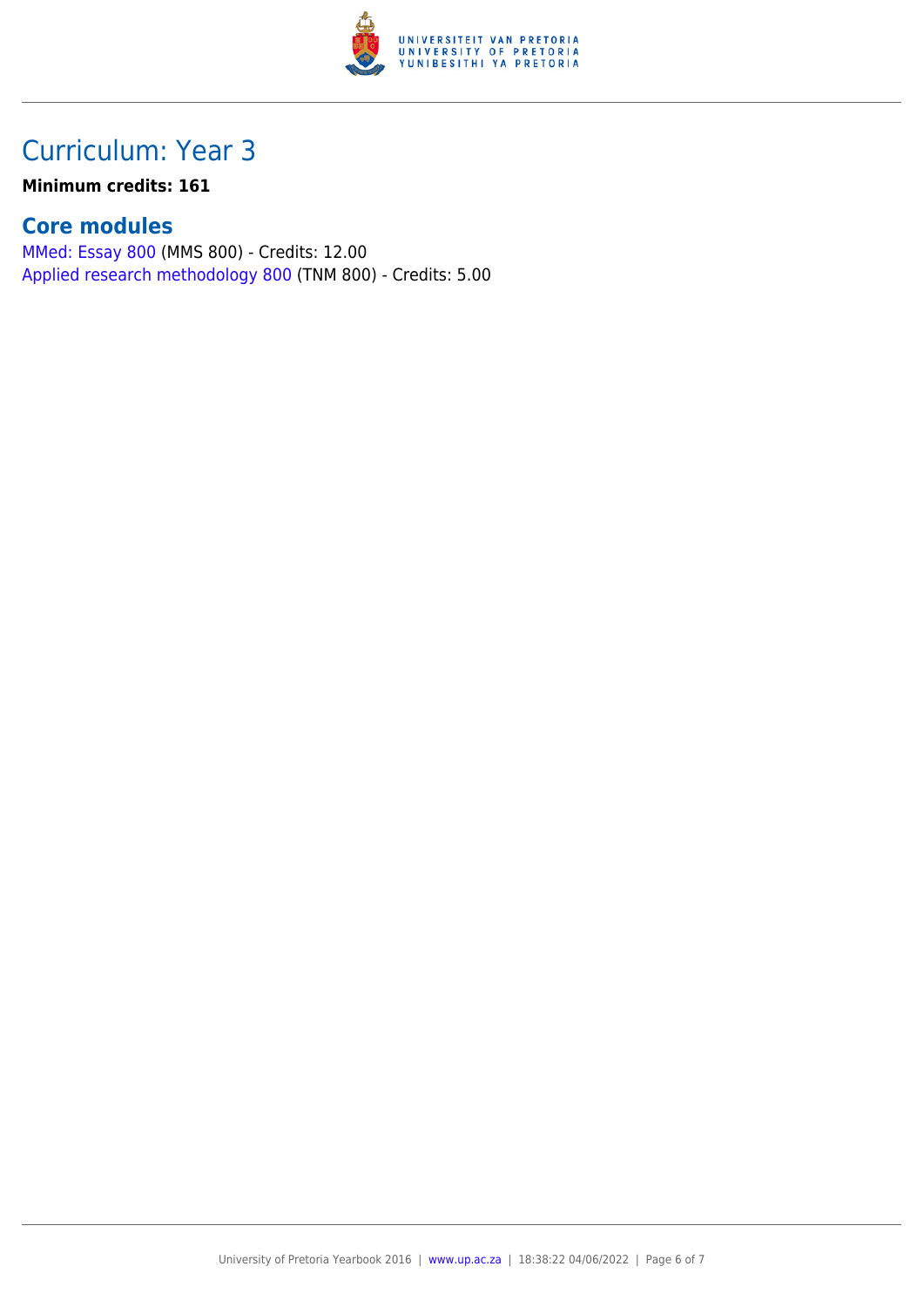# Curriculum: Year 3

**Minimum credits: 161**

## Core modules

MMed: Essay 800 (MMS 800) - Credits: 12.00
Applied research methodology 800 (TNM 800) - Credits: 5.00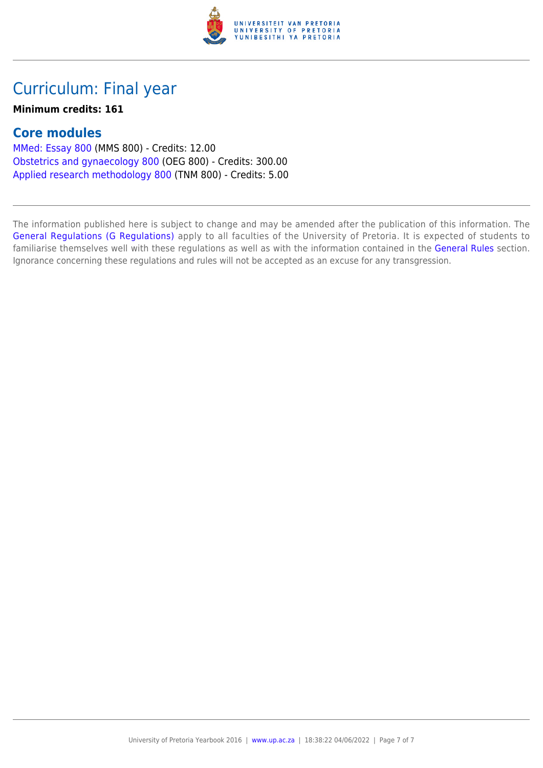# Curriculum: Final year

**Minimum credits: 161**

## Core modules

MMed: Essay 800 (MMS 800) - Credits: 12.00
Obstetrics and gynaecology 800 (OEG 800) - Credits: 300.00
Applied research methodology 800 (TNM 800) - Credits: 5.00

The information published here is subject to change and may be amended after the publication of this information. The General Regulations (G Regulations) apply to all faculties of the University of Pretoria. It is expected of students to familiarise themselves well with these regulations as well as with the information contained in the General Rules section. Ignorance concerning these regulations and rules will not be accepted as an excuse for any transgression.